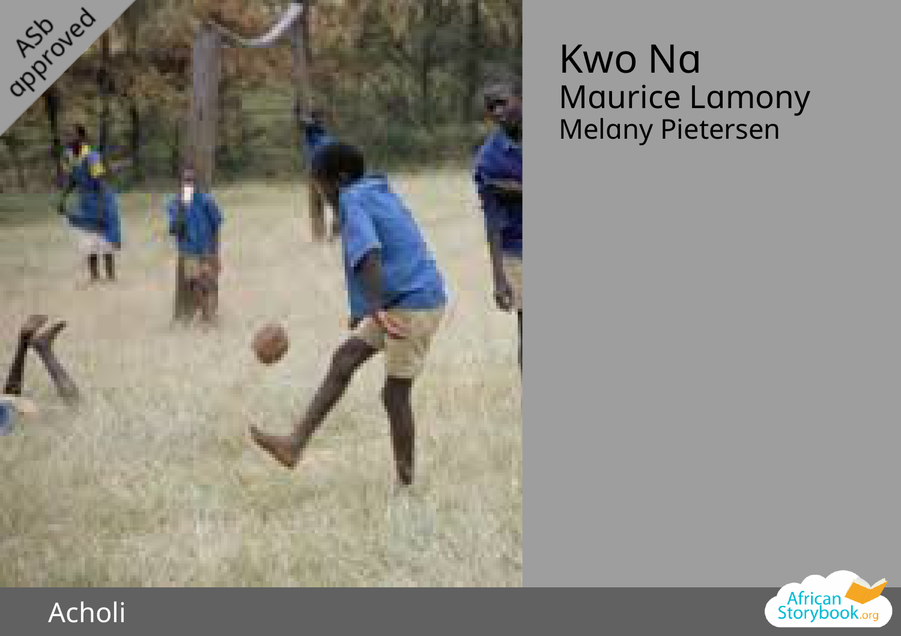# Kwo Na

Maurice Lamony

Melany Pietersen

Acholi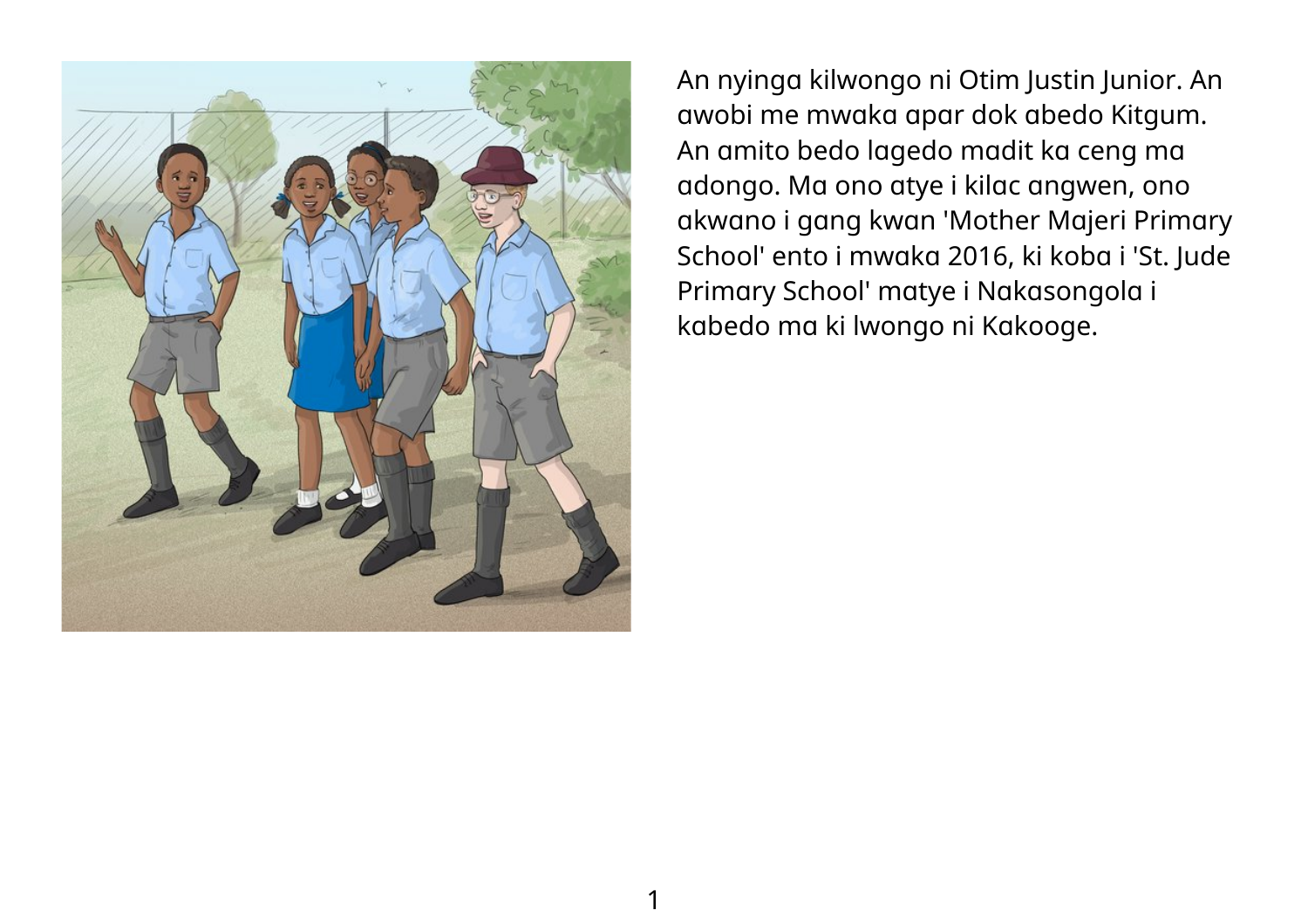An nyinga kilwongo ni Otim Justin Junior. An awobi me mwaka apar dok abedo Kitgum. An amito bedo lagedo madit ka ceng ma adongo. Ma ono atye i kilac angwen, ono akwano i gang kwan 'Mother Majeri Primary School' ento i mwaka 2016, ki koba i 'St. Jude Primary School' matye i Nakasongola i kabedo ma ki lwongo ni Kakooge.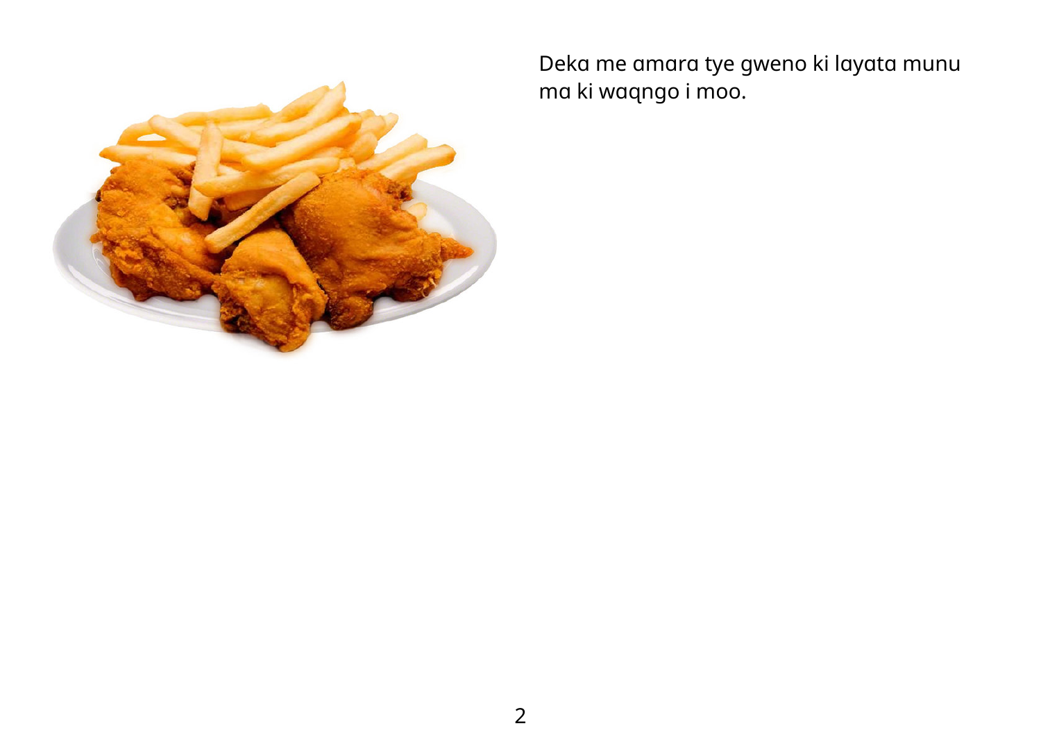Deka me amara tye gweno ki layata munu ma ki waɋngo i moo.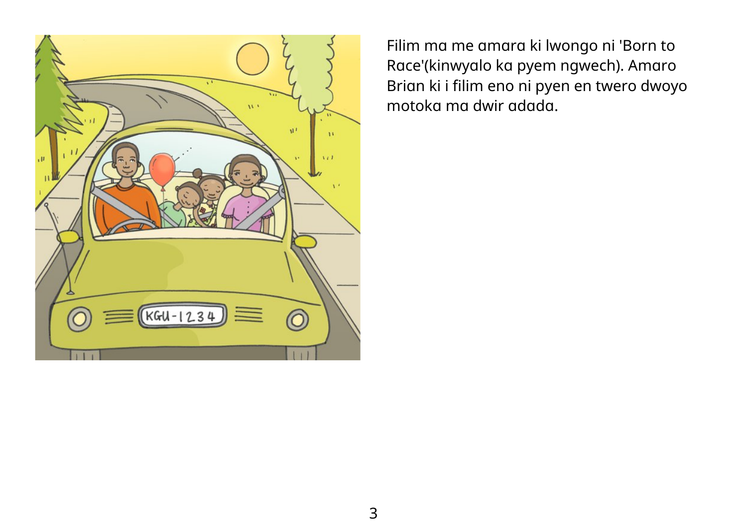Filim ma me amara ki lwongo ni 'Born to Race'(kinwyalo ka pyem ngwech). Amaro Brian ki i filim eno ni pyen en twero dwoyo motoka ma dwir adada.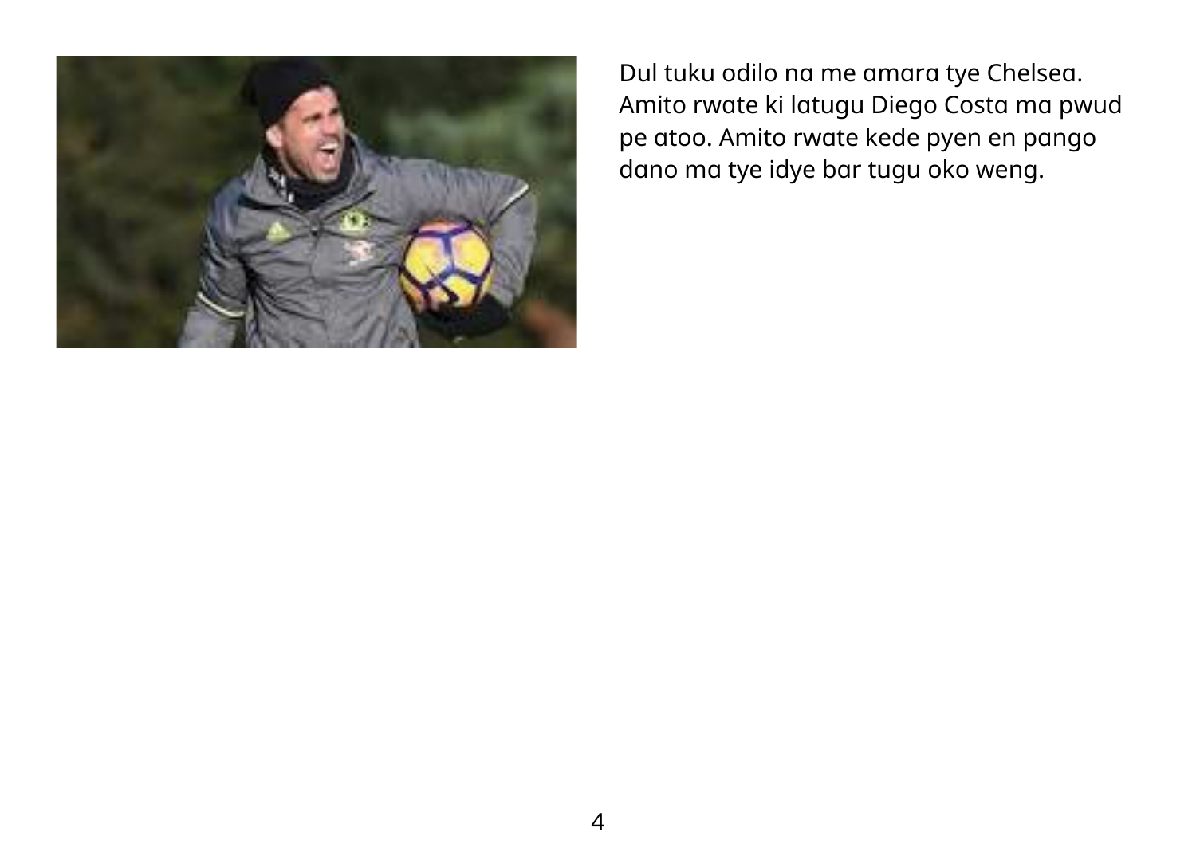Dul tuku odilo na me amara tye Chelsea. Amito rwate ki latugu Diego Costa ma pwud pe atoo. Amito rwate kede pyen en pango dano ma tye idye bar tugu oko weng.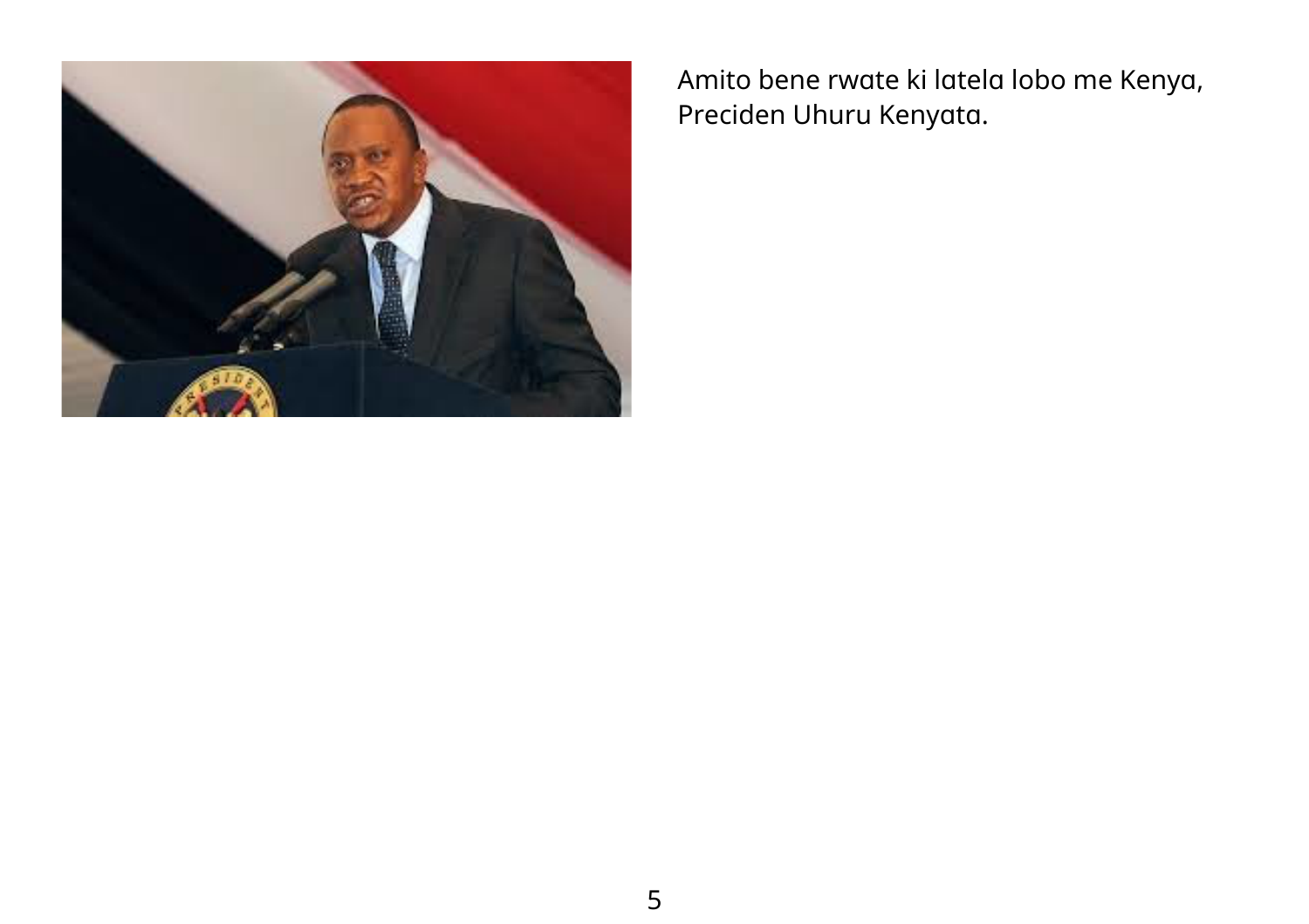Amito bene rwate ki latela lobo me Kenya, Preciden Uhuru Kenyata.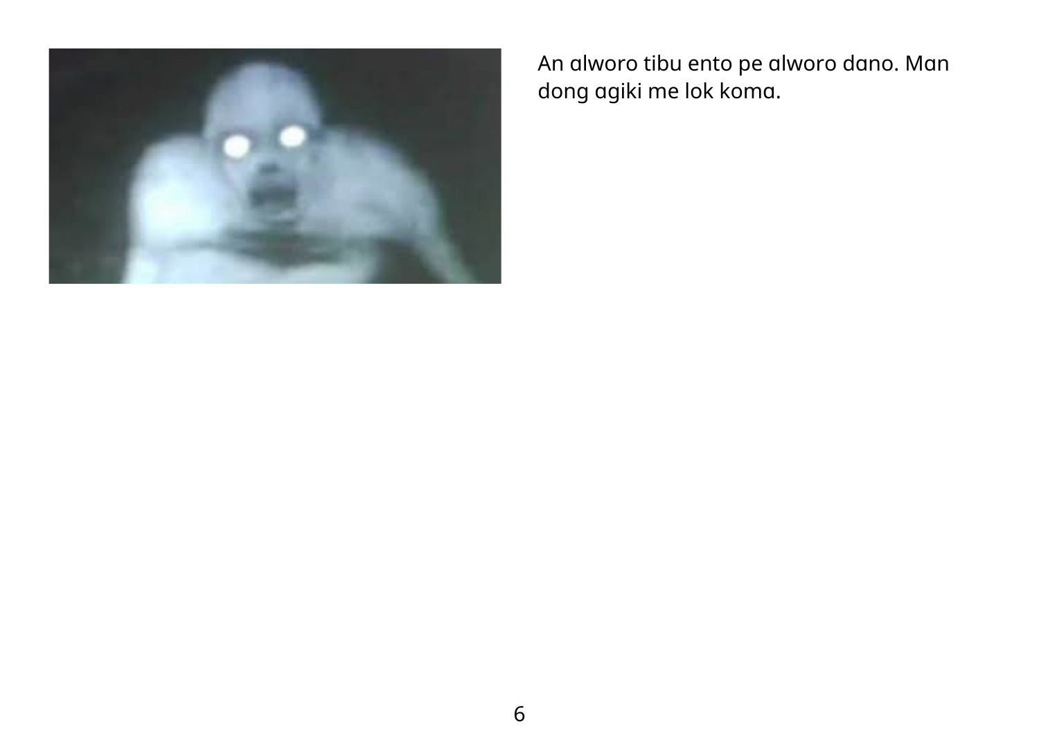An alworo tibu ento pe alworo dano. Man dong agiki me lok koma.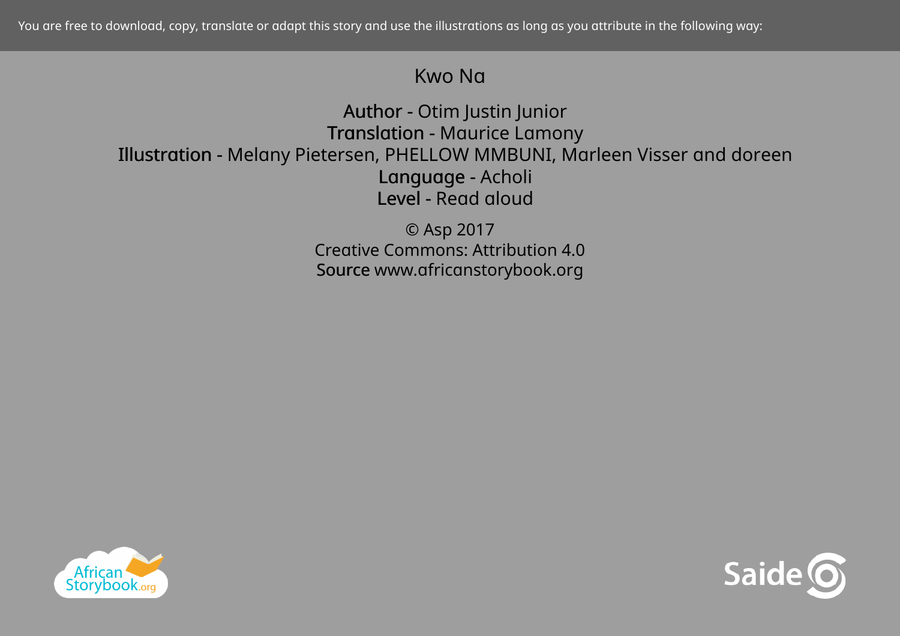You are free to download, copy, translate or adapt this story and use the illustrations as long as you attribute in the following way:

Kwo Na

**Author** - Otim Justin Junior
**Translation** - Maurice Lamony
**Illustration** - Melany Pietersen, PHELLOW MMBUNI, Marleen Visser and doreen
**Language** - Acholi
**Level** - Read aloud

© Asp 2017
Creative Commons: Attribution 4.0
**Source** www.africanstorybook.org